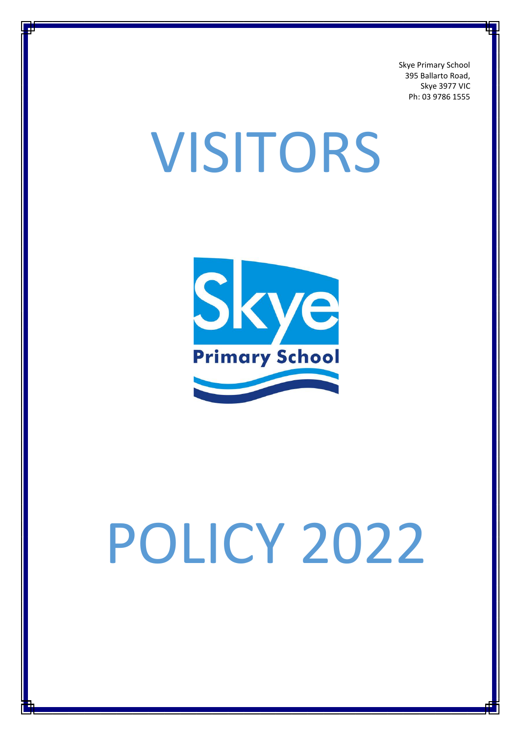Skye Primary School
395 Ballarto Road,
Skye 3977 VIC
Ph: 03 9786 1555

# VISITORS

Skye

Primary School

# POLICY 2022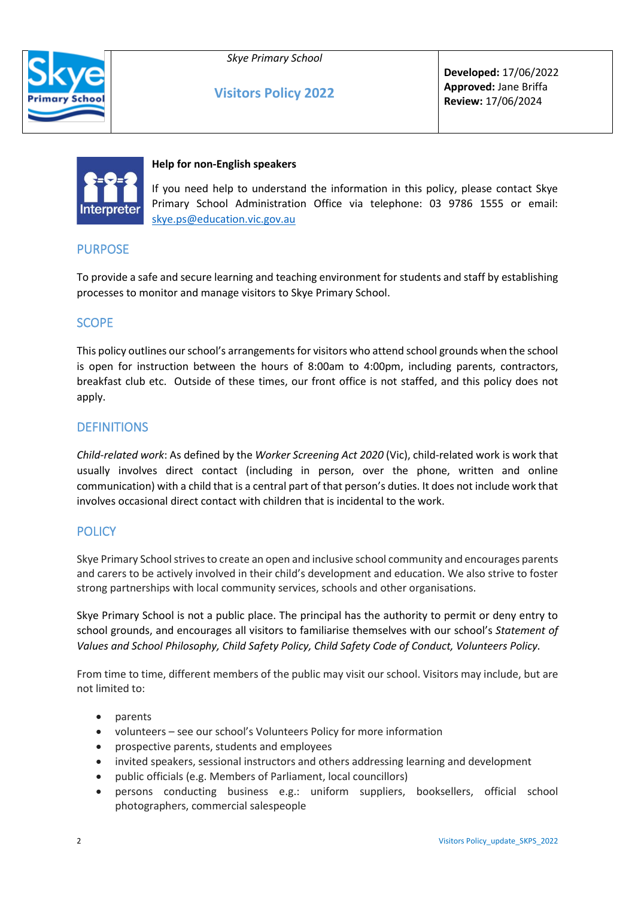| | Skye Primary School<br><br>**Visitors Policy 2022** | **Developed:** 17/06/2022<br>**Approved:** Jane Briffa<br>**Review:** 17/06/2024 |
|---|---|---|

**Help for non-English speakers**

If you need help to understand the information in this policy, please contact Skye Primary School Administration Office via telephone: 03 9786 1555 or email: skye.ps@education.vic.gov.au

## PURPOSE

To provide a safe and secure learning and teaching environment for students and staff by establishing processes to monitor and manage visitors to Skye Primary School.

## SCOPE

This policy outlines our school's arrangements for visitors who attend school grounds when the school is open for instruction between the hours of 8:00am to 4:00pm, including parents, contractors, breakfast club etc. Outside of these times, our front office is not staffed, and this policy does not apply.

## DEFINITIONS

*Child-related work*: As defined by the *Worker Screening Act 2020* (Vic), child-related work is work that usually involves direct contact (including in person, over the phone, written and online communication) with a child that is a central part of that person's duties. It does not include work that involves occasional direct contact with children that is incidental to the work.

## POLICY

Skye Primary School strives to create an open and inclusive school community and encourages parents and carers to be actively involved in their child's development and education. We also strive to foster strong partnerships with local community services, schools and other organisations.

Skye Primary School is not a public place. The principal has the authority to permit or deny entry to school grounds, and encourages all visitors to familiarise themselves with our school's *Statement of Values and School Philosophy, Child Safety Policy, Child Safety Code of Conduct, Volunteers Policy.*

From time to time, different members of the public may visit our school. Visitors may include, but are not limited to:

- parents
- volunteers – see our school's Volunteers Policy for more information
- prospective parents, students and employees
- invited speakers, sessional instructors and others addressing learning and development
- public officials (e.g. Members of Parliament, local councillors)
- persons conducting business e.g.: uniform suppliers, booksellers, official school photographers, commercial salespeople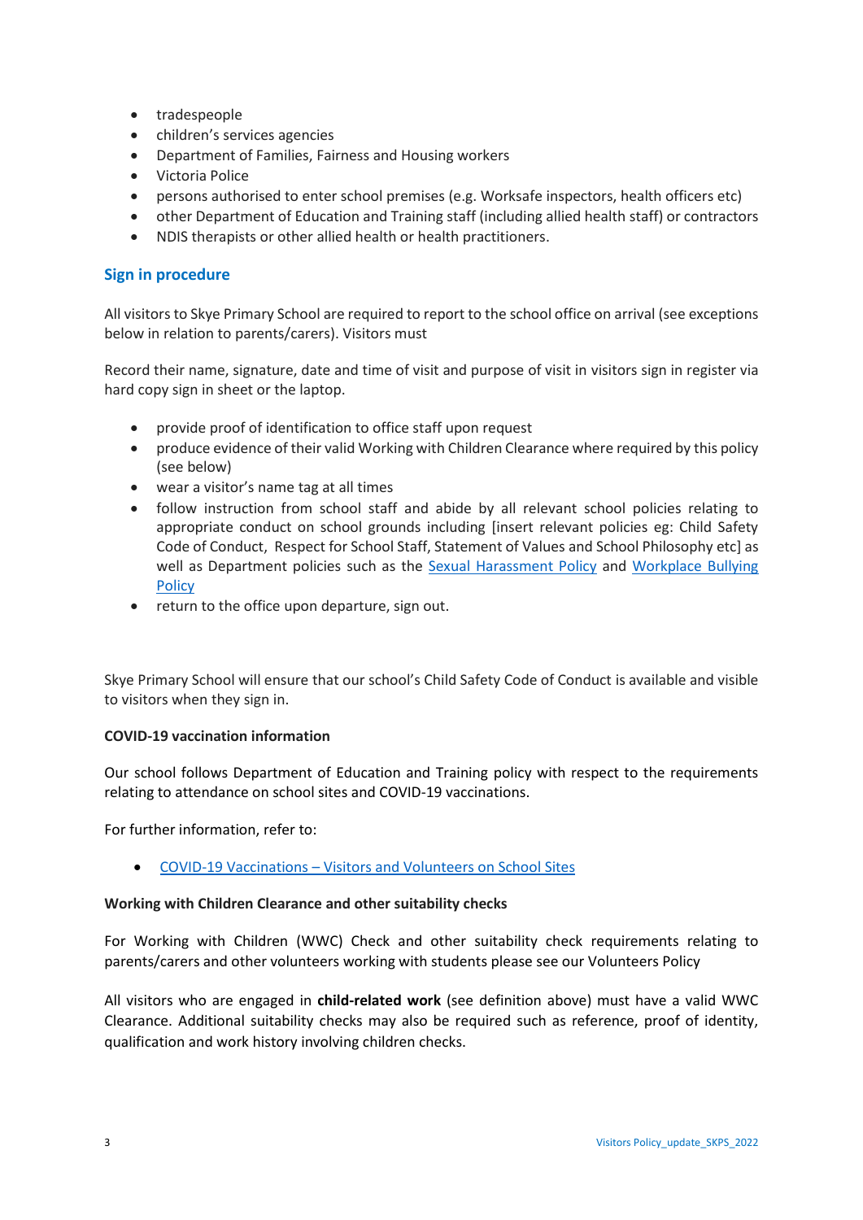- tradespeople
- children's services agencies
- Department of Families, Fairness and Housing workers
- Victoria Police
- persons authorised to enter school premises (e.g. Worksafe inspectors, health officers etc)
- other Department of Education and Training staff (including allied health staff) or contractors
- NDIS therapists or other allied health or health practitioners.

## Sign in procedure

All visitors to Skye Primary School are required to report to the school office on arrival (see exceptions below in relation to parents/carers). Visitors must

Record their name, signature, date and time of visit and purpose of visit in visitors sign in register via hard copy sign in sheet or the laptop.

- provide proof of identification to office staff upon request
- produce evidence of their valid Working with Children Clearance where required by this policy (see below)
- wear a visitor's name tag at all times
- follow instruction from school staff and abide by all relevant school policies relating to appropriate conduct on school grounds including [insert relevant policies eg: Child Safety Code of Conduct, Respect for School Staff, Statement of Values and School Philosophy etc] as well as Department policies such as the [Sexual Harassment Policy]() and [Workplace Bullying Policy]()
- return to the office upon departure, sign out.

Skye Primary School will ensure that our school's Child Safety Code of Conduct is available and visible to visitors when they sign in.

**COVID-19 vaccination information**

Our school follows Department of Education and Training policy with respect to the requirements relating to attendance on school sites and COVID-19 vaccinations.

For further information, refer to:

- [COVID-19 Vaccinations – Visitors and Volunteers on School Sites]()

**Working with Children Clearance and other suitability checks**

For Working with Children (WWC) Check and other suitability check requirements relating to parents/carers and other volunteers working with students please see our Volunteers Policy

All visitors who are engaged in **child-related work** (see definition above) must have a valid WWC Clearance. Additional suitability checks may also be required such as reference, proof of identity, qualification and work history involving children checks.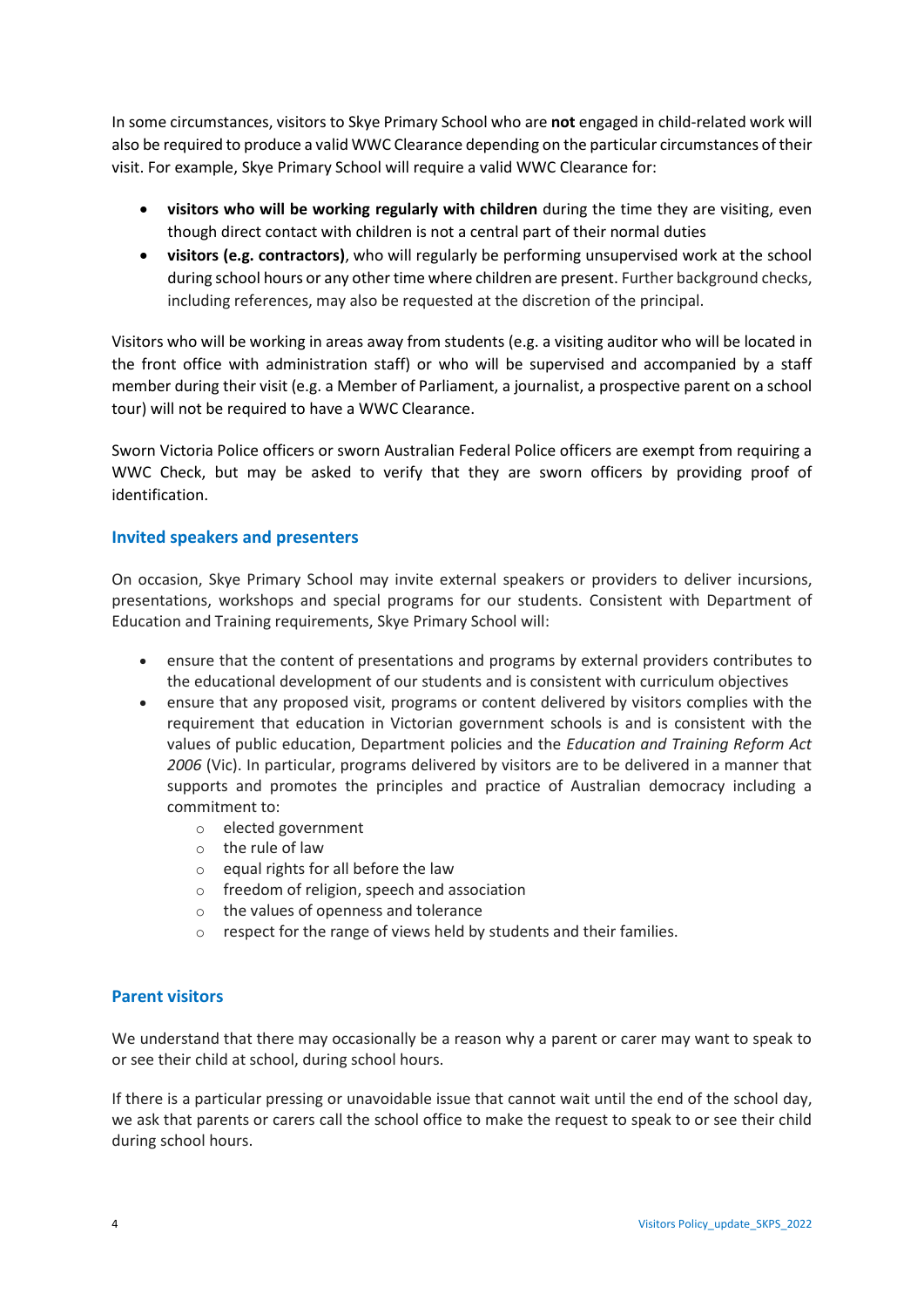In some circumstances, visitors to Skye Primary School who are **not** engaged in child-related work will also be required to produce a valid WWC Clearance depending on the particular circumstances of their visit. For example, Skye Primary School will require a valid WWC Clearance for:

- **visitors who will be working regularly with children** during the time they are visiting, even though direct contact with children is not a central part of their normal duties
- **visitors (e.g. contractors)**, who will regularly be performing unsupervised work at the school during school hours or any other time where children are present. Further background checks, including references, may also be requested at the discretion of the principal.

Visitors who will be working in areas away from students (e.g. a visiting auditor who will be located in the front office with administration staff) or who will be supervised and accompanied by a staff member during their visit (e.g. a Member of Parliament, a journalist, a prospective parent on a school tour) will not be required to have a WWC Clearance.

Sworn Victoria Police officers or sworn Australian Federal Police officers are exempt from requiring a WWC Check, but may be asked to verify that they are sworn officers by providing proof of identification.

### Invited speakers and presenters

On occasion, Skye Primary School may invite external speakers or providers to deliver incursions, presentations, workshops and special programs for our students. Consistent with Department of Education and Training requirements, Skye Primary School will:

- ensure that the content of presentations and programs by external providers contributes to the educational development of our students and is consistent with curriculum objectives
- ensure that any proposed visit, programs or content delivered by visitors complies with the requirement that education in Victorian government schools is and is consistent with the values of public education, Department policies and the *Education and Training Reform Act 2006* (Vic). In particular, programs delivered by visitors are to be delivered in a manner that supports and promotes the principles and practice of Australian democracy including a commitment to:
    - elected government
    - the rule of law
    - equal rights for all before the law
    - freedom of religion, speech and association
    - the values of openness and tolerance
    - respect for the range of views held by students and their families.

### Parent visitors

We understand that there may occasionally be a reason why a parent or carer may want to speak to or see their child at school, during school hours.

If there is a particular pressing or unavoidable issue that cannot wait until the end of the school day, we ask that parents or carers call the school office to make the request to speak to or see their child during school hours.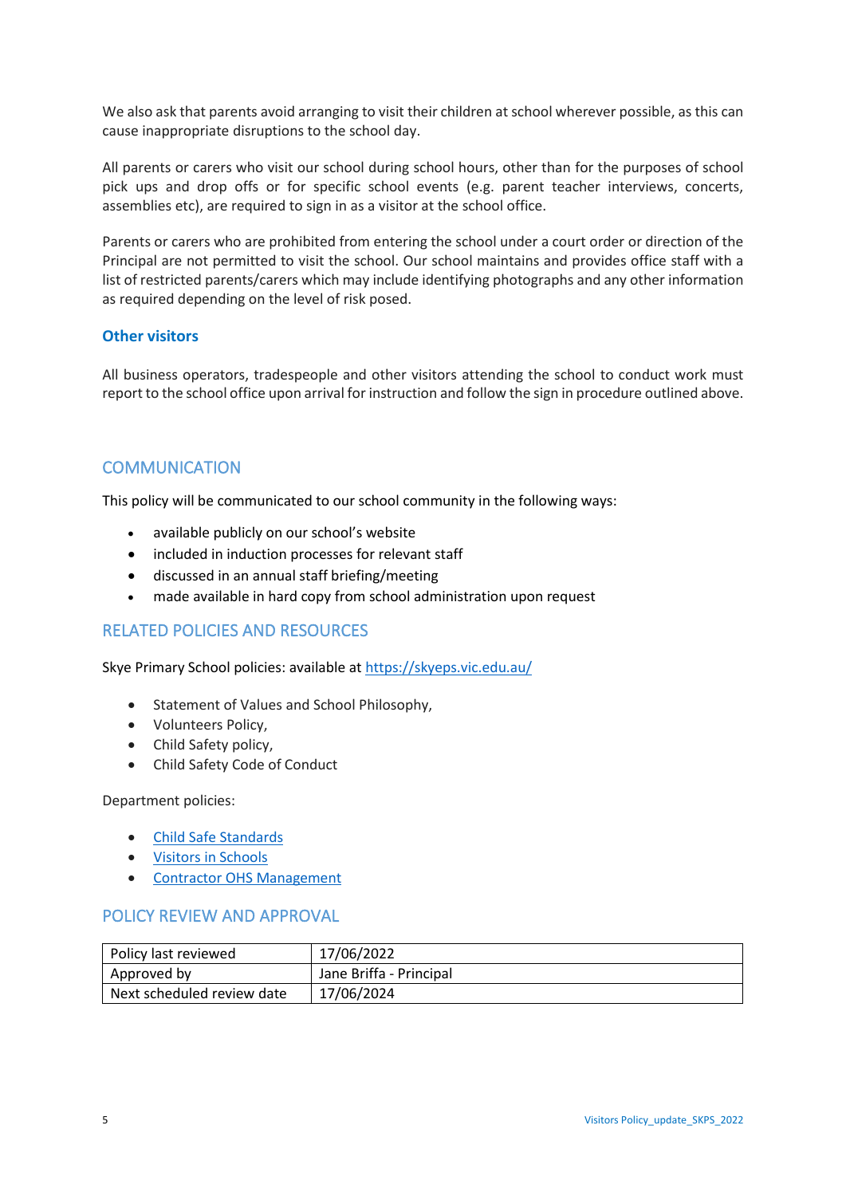We also ask that parents avoid arranging to visit their children at school wherever possible, as this can cause inappropriate disruptions to the school day.

All parents or carers who visit our school during school hours, other than for the purposes of school pick ups and drop offs or for specific school events (e.g. parent teacher interviews, concerts, assemblies etc), are required to sign in as a visitor at the school office.

Parents or carers who are prohibited from entering the school under a court order or direction of the Principal are not permitted to visit the school. Our school maintains and provides office staff with a list of restricted parents/carers which may include identifying photographs and any other information as required depending on the level of risk posed.

### Other visitors

All business operators, tradespeople and other visitors attending the school to conduct work must report to the school office upon arrival for instruction and follow the sign in procedure outlined above.

## COMMUNICATION

This policy will be communicated to our school community in the following ways:

- available publicly on our school's website
- included in induction processes for relevant staff
- discussed in an annual staff briefing/meeting
- made available in hard copy from school administration upon request

## RELATED POLICIES AND RESOURCES

Skye Primary School policies: available at [https://skyeps.vic.edu.au/](https://skyeps.vic.edu.au/)

- Statement of Values and School Philosophy,
- Volunteers Policy,
- Child Safety policy,
- Child Safety Code of Conduct

Department policies:

- Child Safe Standards
- Visitors in Schools
- Contractor OHS Management

## POLICY REVIEW AND APPROVAL

| | |
|---|---|
| Policy last reviewed | 17/06/2022 |
| Approved by | Jane Briffa - Principal |
| Next scheduled review date | 17/06/2024 |